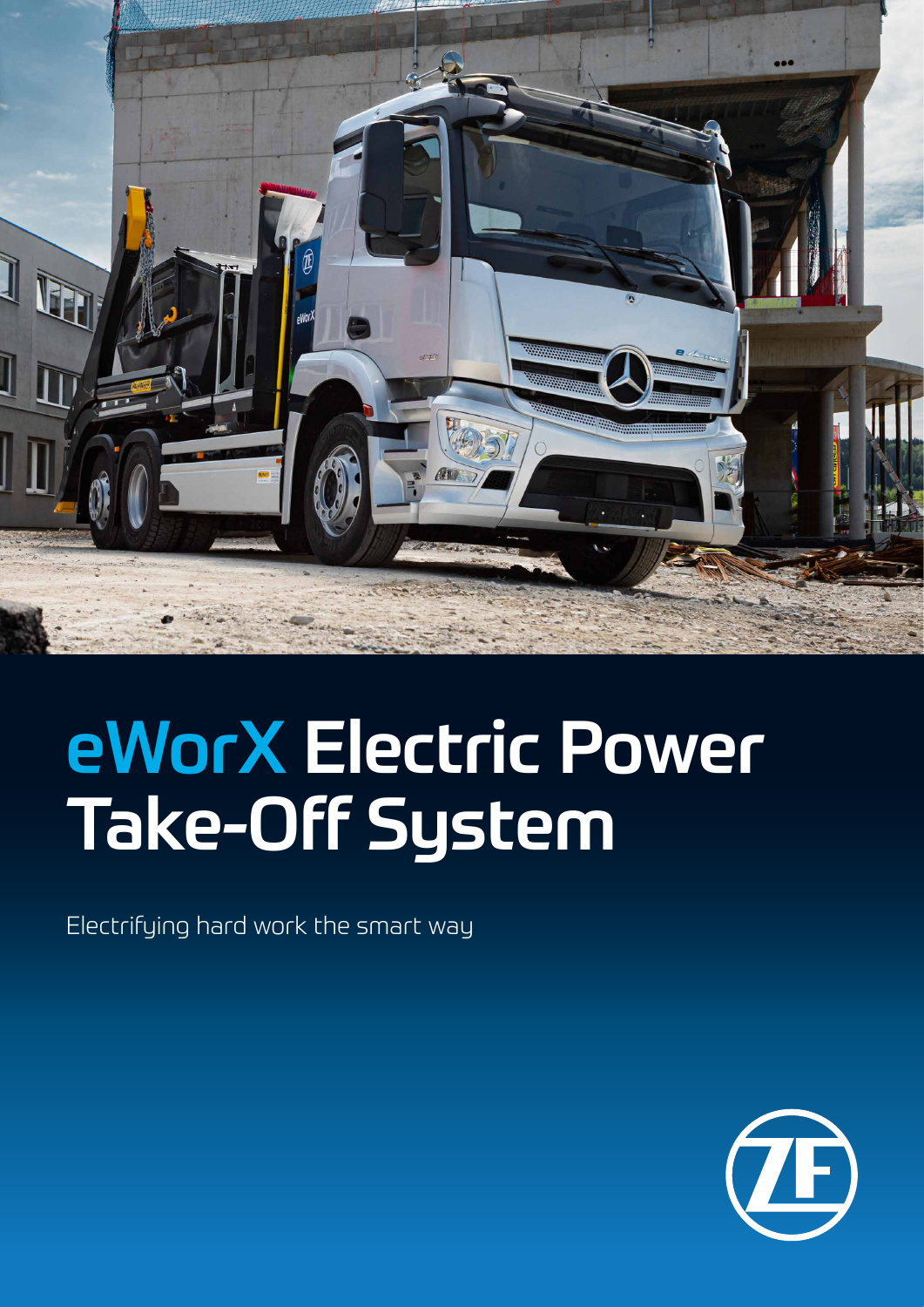# eWorX Electric Power Take-Off System

Electrifying hard work the smart way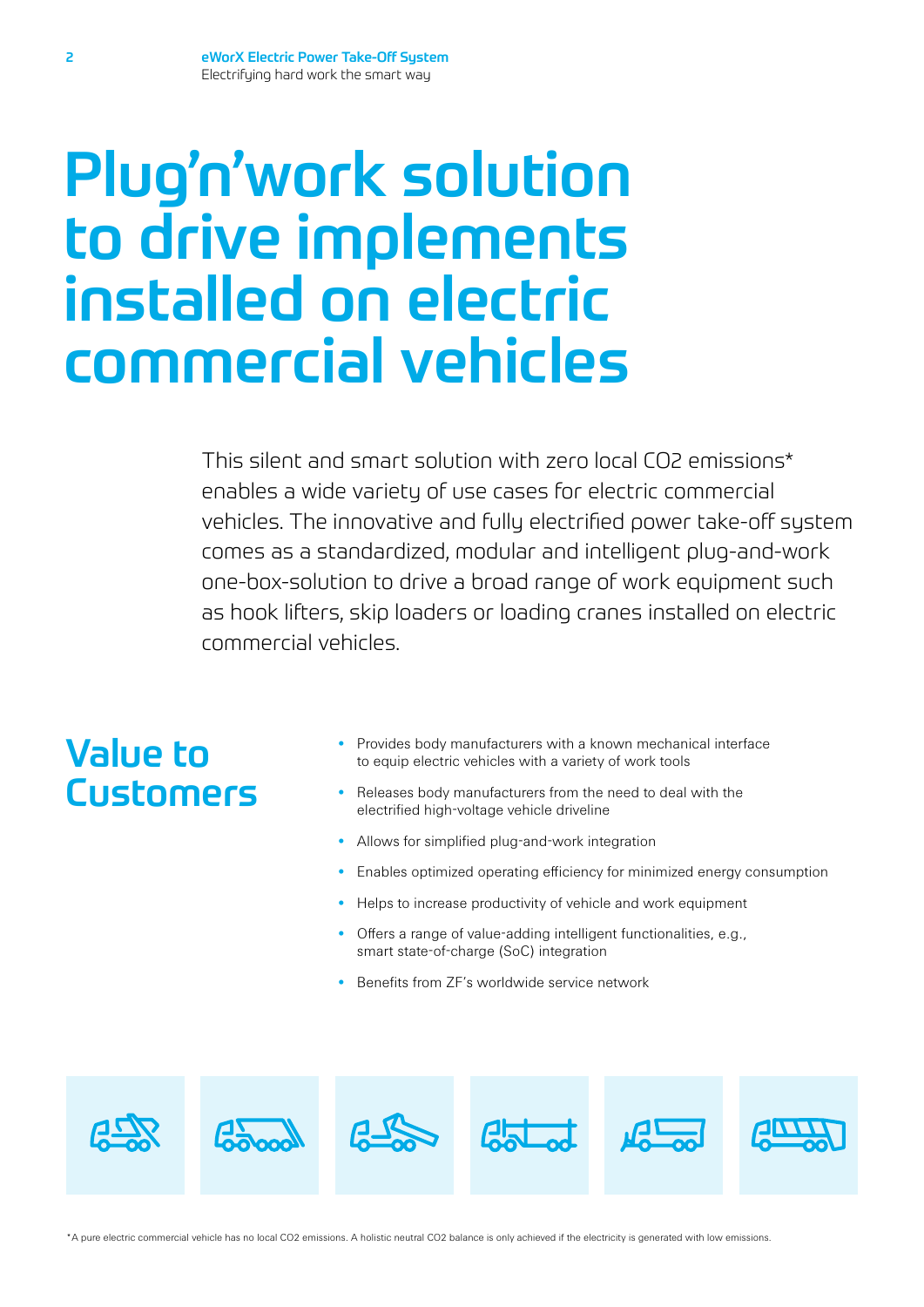# Plug'n'work solution to drive implements installed on electric commercial vehicles

This silent and smart solution with zero local $CO_2$ emissions* enables a wide variety of use cases for electric commercial vehicles. The innovative and fully electrified power take-off system comes as a standardized, modular and intelligent plug-and-work one-box-solution to drive a broad range of work equipment such as hook lifters, skip loaders or loading cranes installed on electric commercial vehicles.

## Value to Customers

- Provides body manufacturers with a known mechanical interface to equip electric vehicles with a variety of work tools
- Releases body manufacturers from the need to deal with the electrified high-voltage vehicle driveline
- Allows for simplified plug-and-work integration
- Enables optimized operating efficiency for minimized energy consumption
- Helps to increase productivity of vehicle and work equipment
- Offers a range of value-adding intelligent functionalities, e.g., smart state-of-charge (SoC) integration
- Benefits from ZF's worldwide service network

*A pure electric commercial vehicle has no local $CO_2$ emissions. A holistic neutral $CO_2$ balance is only achieved if the electricity is generated with low emissions.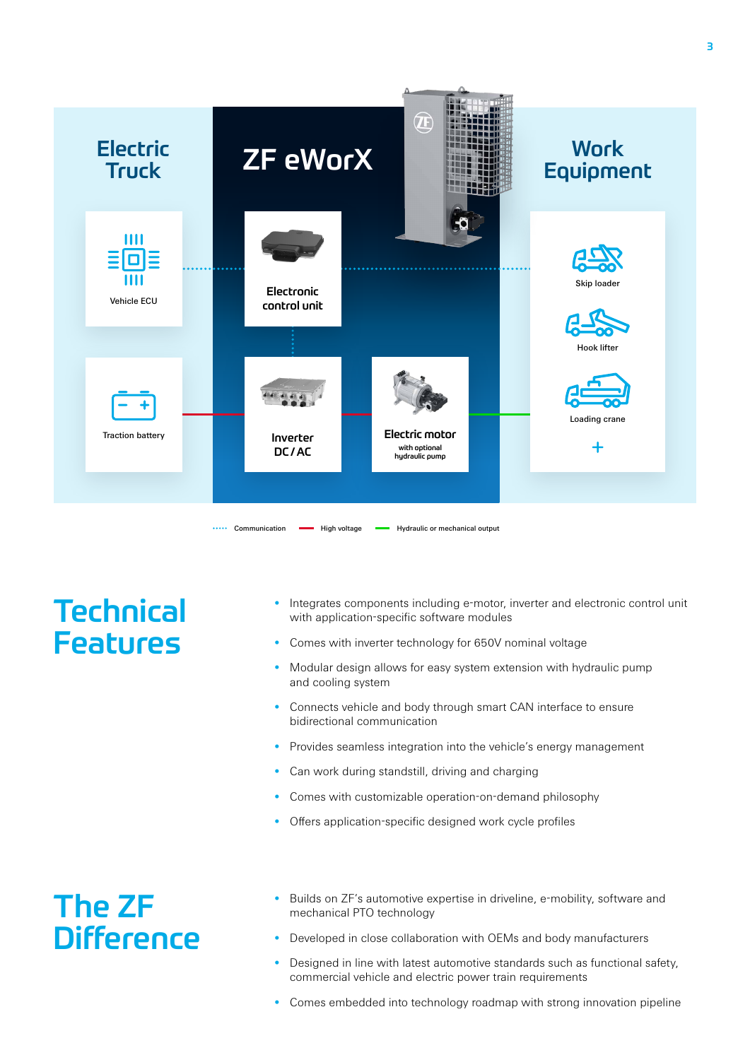## Electric Truck

Vehicle ECU

Traction battery

## ZF eWorX

Electronic control unit

Inverter DC / AC

Electric motor with optional hydraulic pump

## Work Equipment

Skip loader

Hook lifter

Loading crane

+

Communication · High voltage · Hydraulic or mechanical output

# Technical Features

- Integrates components including e-motor, inverter and electronic control unit with application-specific software modules
- Comes with inverter technology for 650V nominal voltage
- Modular design allows for easy system extension with hydraulic pump and cooling system
- Connects vehicle and body through smart CAN interface to ensure bidirectional communication
- Provides seamless integration into the vehicle's energy management
- Can work during standstill, driving and charging
- Comes with customizable operation-on-demand philosophy
- Offers application-specific designed work cycle profiles

# The ZF Difference

- Builds on ZF's automotive expertise in driveline, e-mobility, software and mechanical PTO technology
- Developed in close collaboration with OEMs and body manufacturers
- Designed in line with latest automotive standards such as functional safety, commercial vehicle and electric power train requirements
- Comes embedded into technology roadmap with strong innovation pipeline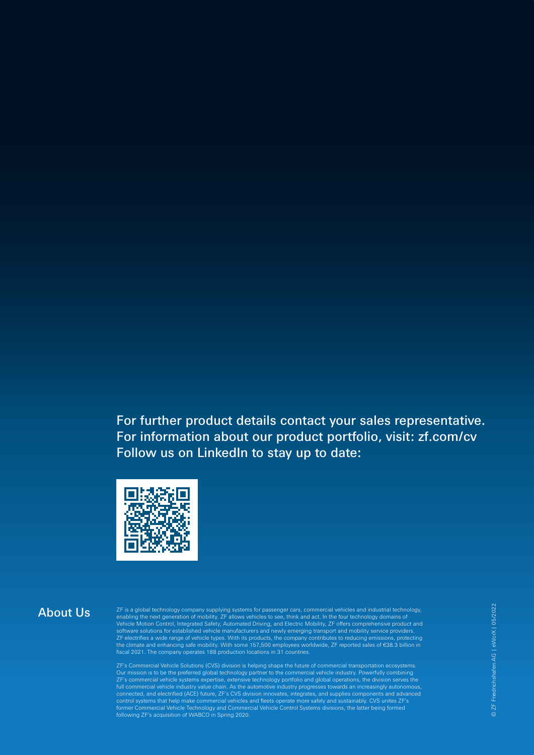For further product details contact your sales representative.
For information about our product portfolio, visit: zf.com/cv
Follow us on LinkedIn to stay up to date:

## About Us

ZF is a global technology company supplying systems for passenger cars, commercial vehicles and industrial technology, enabling the next generation of mobility. ZF allows vehicles to see, think and act. In the four technology domains of Vehicle Motion Control, Integrated Safety, Automated Driving, and Electric Mobility, ZF offers comprehensive product and software solutions for established vehicle manufacturers and newly emerging transport and mobility service providers. ZF electrifies a wide range of vehicle types. With its products, the company contributes to reducing emissions, protecting the climate and enhancing safe mobility. With some 157,500 employees worldwide, ZF reported sales of €38.3 billion in fiscal 2021. The company operates 188 production locations in 31 countries.

ZF's Commercial Vehicle Solutions (CVS) division is helping shape the future of commercial transportation ecosystems. Our mission is to be the preferred global technology partner to the commercial vehicle industry. Powerfully combining ZF's commercial vehicle systems expertise, extensive technology portfolio and global operations, the division serves the full commercial vehicle industry value chain. As the automotive industry progresses towards an increasingly autonomous, connected, and electrified (ACE) future, ZF's CVS division innovates, integrates, and supplies components and advanced control systems that help make commercial vehicles and fleets operate more safely and sustainably. CVS unites ZF's former Commercial Vehicle Technology and Commercial Vehicle Control Systems divisions, the latter being formed following ZF's acquisition of WABCO in Spring 2020.

© ZF Friedrichshafen AG | eWorX | 05/2022